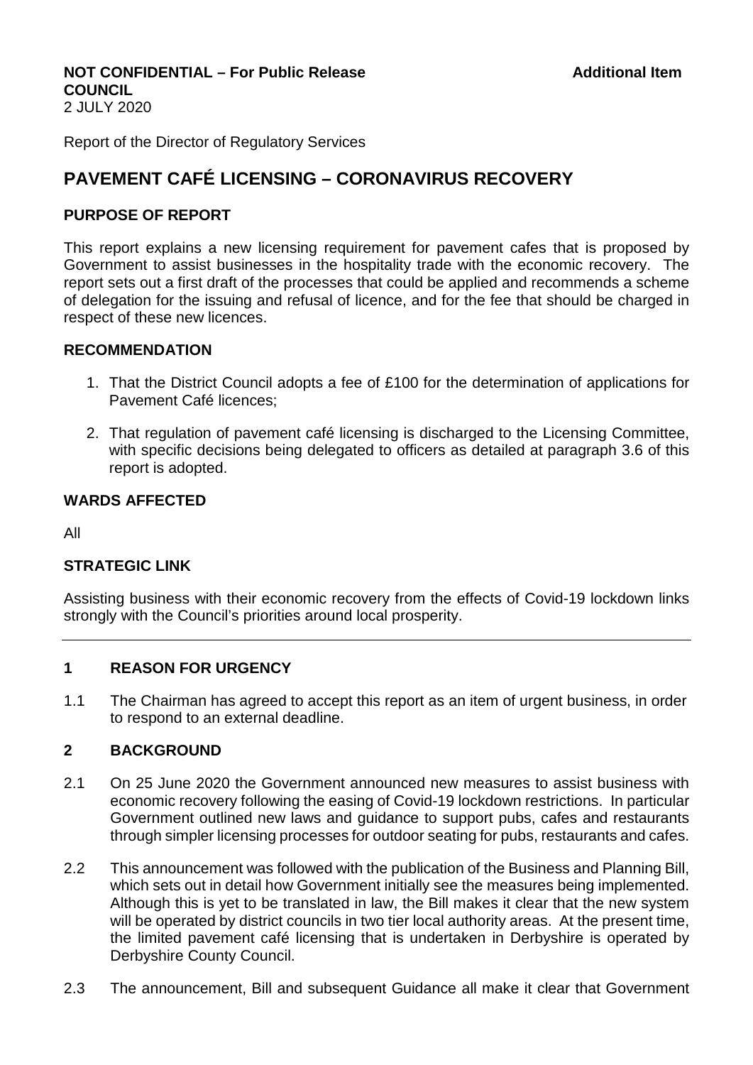**NOT CONFIDENTIAL – For Public Release** **Additional Item**
**COUNCIL**
2 JULY 2020

Report of the Director of Regulatory Services

# PAVEMENT CAFÉ LICENSING – CORONAVIRUS RECOVERY

## PURPOSE OF REPORT

This report explains a new licensing requirement for pavement cafes that is proposed by Government to assist businesses in the hospitality trade with the economic recovery. The report sets out a first draft of the processes that could be applied and recommends a scheme of delegation for the issuing and refusal of licence, and for the fee that should be charged in respect of these new licences.

## RECOMMENDATION

1. That the District Council adopts a fee of £100 for the determination of applications for Pavement Café licences;
2. That regulation of pavement café licensing is discharged to the Licensing Committee, with specific decisions being delegated to officers as detailed at paragraph 3.6 of this report is adopted.

## WARDS AFFECTED

All

## STRATEGIC LINK

Assisting business with their economic recovery from the effects of Covid-19 lockdown links strongly with the Council's priorities around local prosperity.

---

## 1 REASON FOR URGENCY

1.1 The Chairman has agreed to accept this report as an item of urgent business, in order to respond to an external deadline.

## 2 BACKGROUND

2.1 On 25 June 2020 the Government announced new measures to assist business with economic recovery following the easing of Covid-19 lockdown restrictions. In particular Government outlined new laws and guidance to support pubs, cafes and restaurants through simpler licensing processes for outdoor seating for pubs, restaurants and cafes.

2.2 This announcement was followed with the publication of the Business and Planning Bill, which sets out in detail how Government initially see the measures being implemented. Although this is yet to be translated in law, the Bill makes it clear that the new system will be operated by district councils in two tier local authority areas. At the present time, the limited pavement café licensing that is undertaken in Derbyshire is operated by Derbyshire County Council.

2.3 The announcement, Bill and subsequent Guidance all make it clear that Government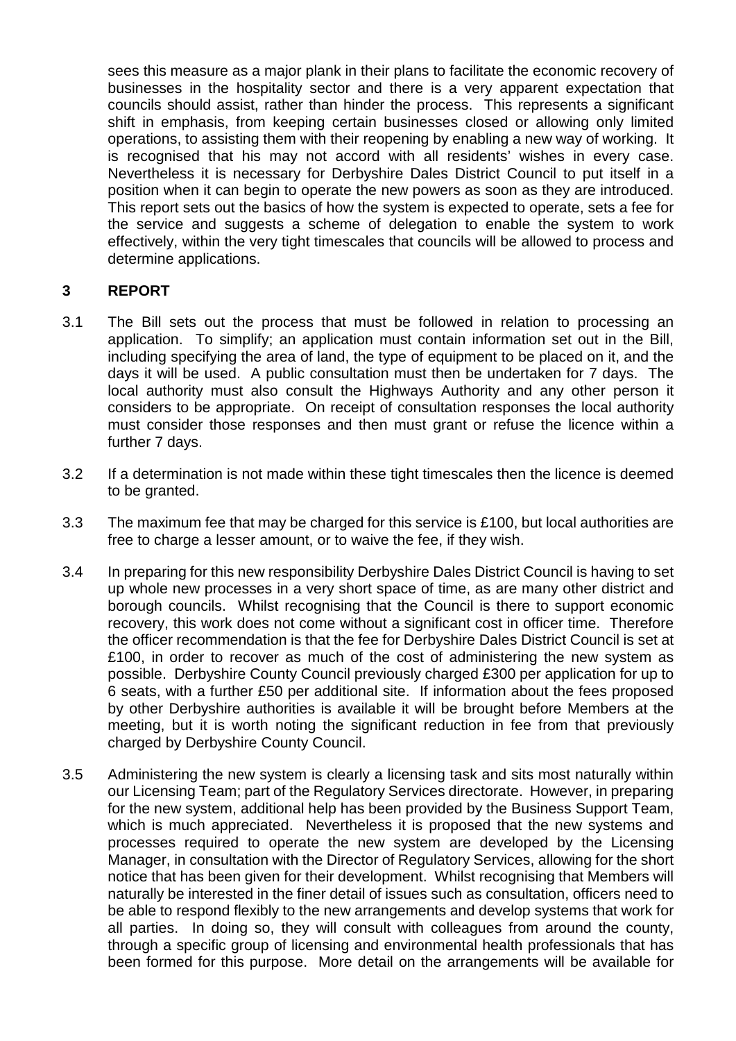sees this measure as a major plank in their plans to facilitate the economic recovery of businesses in the hospitality sector and there is a very apparent expectation that councils should assist, rather than hinder the process. This represents a significant shift in emphasis, from keeping certain businesses closed or allowing only limited operations, to assisting them with their reopening by enabling a new way of working. It is recognised that his may not accord with all residents' wishes in every case. Nevertheless it is necessary for Derbyshire Dales District Council to put itself in a position when it can begin to operate the new powers as soon as they are introduced. This report sets out the basics of how the system is expected to operate, sets a fee for the service and suggests a scheme of delegation to enable the system to work effectively, within the very tight timescales that councils will be allowed to process and determine applications.

## 3 REPORT

3.1 The Bill sets out the process that must be followed in relation to processing an application. To simplify; an application must contain information set out in the Bill, including specifying the area of land, the type of equipment to be placed on it, and the days it will be used. A public consultation must then be undertaken for 7 days. The local authority must also consult the Highways Authority and any other person it considers to be appropriate. On receipt of consultation responses the local authority must consider those responses and then must grant or refuse the licence within a further 7 days.

3.2 If a determination is not made within these tight timescales then the licence is deemed to be granted.

3.3 The maximum fee that may be charged for this service is £100, but local authorities are free to charge a lesser amount, or to waive the fee, if they wish.

3.4 In preparing for this new responsibility Derbyshire Dales District Council is having to set up whole new processes in a very short space of time, as are many other district and borough councils. Whilst recognising that the Council is there to support economic recovery, this work does not come without a significant cost in officer time. Therefore the officer recommendation is that the fee for Derbyshire Dales District Council is set at £100, in order to recover as much of the cost of administering the new system as possible. Derbyshire County Council previously charged £300 per application for up to 6 seats, with a further £50 per additional site. If information about the fees proposed by other Derbyshire authorities is available it will be brought before Members at the meeting, but it is worth noting the significant reduction in fee from that previously charged by Derbyshire County Council.

3.5 Administering the new system is clearly a licensing task and sits most naturally within our Licensing Team; part of the Regulatory Services directorate. However, in preparing for the new system, additional help has been provided by the Business Support Team, which is much appreciated. Nevertheless it is proposed that the new systems and processes required to operate the new system are developed by the Licensing Manager, in consultation with the Director of Regulatory Services, allowing for the short notice that has been given for their development. Whilst recognising that Members will naturally be interested in the finer detail of issues such as consultation, officers need to be able to respond flexibly to the new arrangements and develop systems that work for all parties. In doing so, they will consult with colleagues from around the county, through a specific group of licensing and environmental health professionals that has been formed for this purpose. More detail on the arrangements will be available for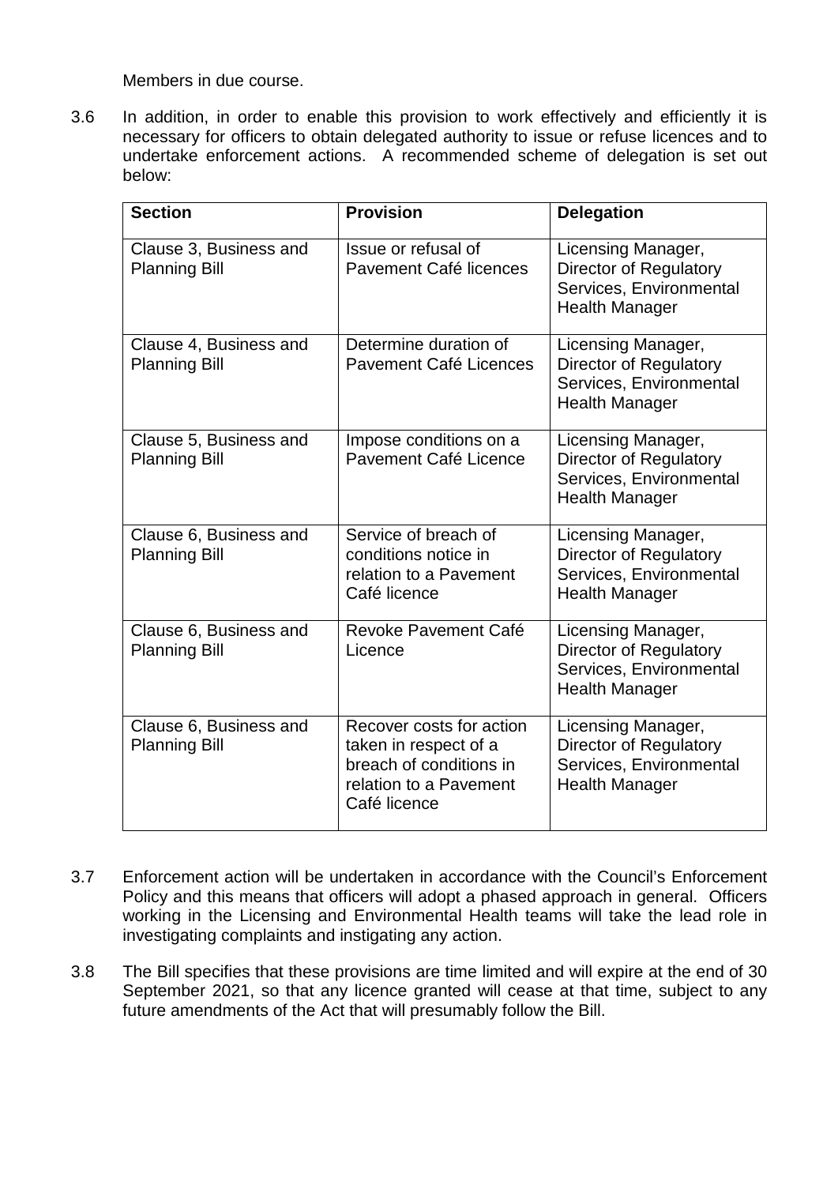Members in due course.

3.6 In addition, in order to enable this provision to work effectively and efficiently it is necessary for officers to obtain delegated authority to issue or refuse licences and to undertake enforcement actions. A recommended scheme of delegation is set out below:

| Section | Provision | Delegation |
|---|---|---|
| Clause 3, Business and Planning Bill | Issue or refusal of Pavement Café licences | Licensing Manager, Director of Regulatory Services, Environmental Health Manager |
| Clause 4, Business and Planning Bill | Determine duration of Pavement Café Licences | Licensing Manager, Director of Regulatory Services, Environmental Health Manager |
| Clause 5, Business and Planning Bill | Impose conditions on a Pavement Café Licence | Licensing Manager, Director of Regulatory Services, Environmental Health Manager |
| Clause 6, Business and Planning Bill | Service of breach of conditions notice in relation to a Pavement Café licence | Licensing Manager, Director of Regulatory Services, Environmental Health Manager |
| Clause 6, Business and Planning Bill | Revoke Pavement Café Licence | Licensing Manager, Director of Regulatory Services, Environmental Health Manager |
| Clause 6, Business and Planning Bill | Recover costs for action taken in respect of a breach of conditions in relation to a Pavement Café licence | Licensing Manager, Director of Regulatory Services, Environmental Health Manager |

3.7 Enforcement action will be undertaken in accordance with the Council's Enforcement Policy and this means that officers will adopt a phased approach in general. Officers working in the Licensing and Environmental Health teams will take the lead role in investigating complaints and instigating any action.

3.8 The Bill specifies that these provisions are time limited and will expire at the end of 30 September 2021, so that any licence granted will cease at that time, subject to any future amendments of the Act that will presumably follow the Bill.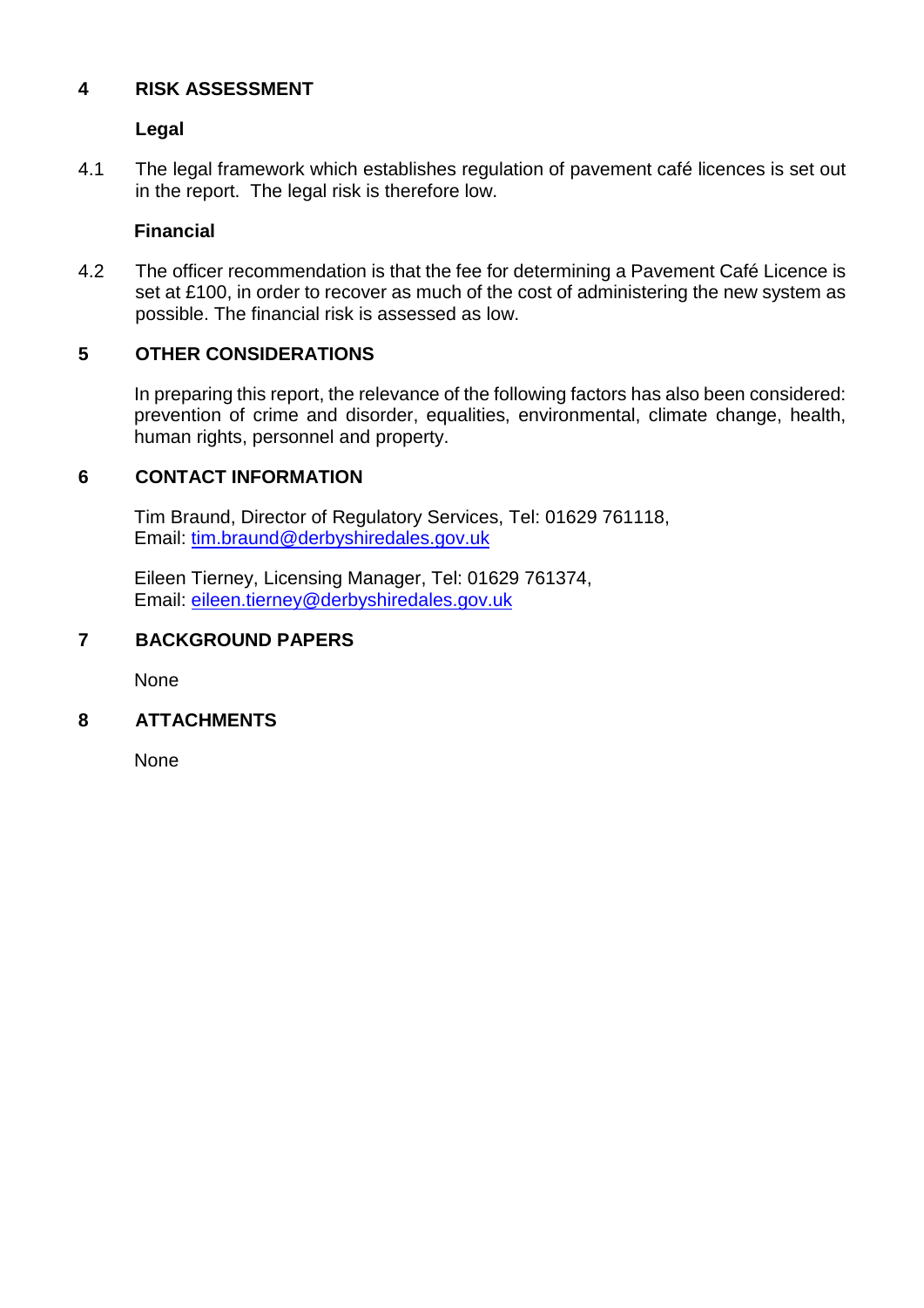## 4 RISK ASSESSMENT

### Legal

4.1 The legal framework which establishes regulation of pavement café licences is set out in the report. The legal risk is therefore low.

### Financial

4.2 The officer recommendation is that the fee for determining a Pavement Café Licence is set at £100, in order to recover as much of the cost of administering the new system as possible. The financial risk is assessed as low.

## 5 OTHER CONSIDERATIONS

In preparing this report, the relevance of the following factors has also been considered: prevention of crime and disorder, equalities, environmental, climate change, health, human rights, personnel and property.

## 6 CONTACT INFORMATION

Tim Braund, Director of Regulatory Services, Tel: 01629 761118,
Email: tim.braund@derbyshiredales.gov.uk

Eileen Tierney, Licensing Manager, Tel: 01629 761374,
Email: eileen.tierney@derbyshiredales.gov.uk

## 7 BACKGROUND PAPERS

None

## 8 ATTACHMENTS

None